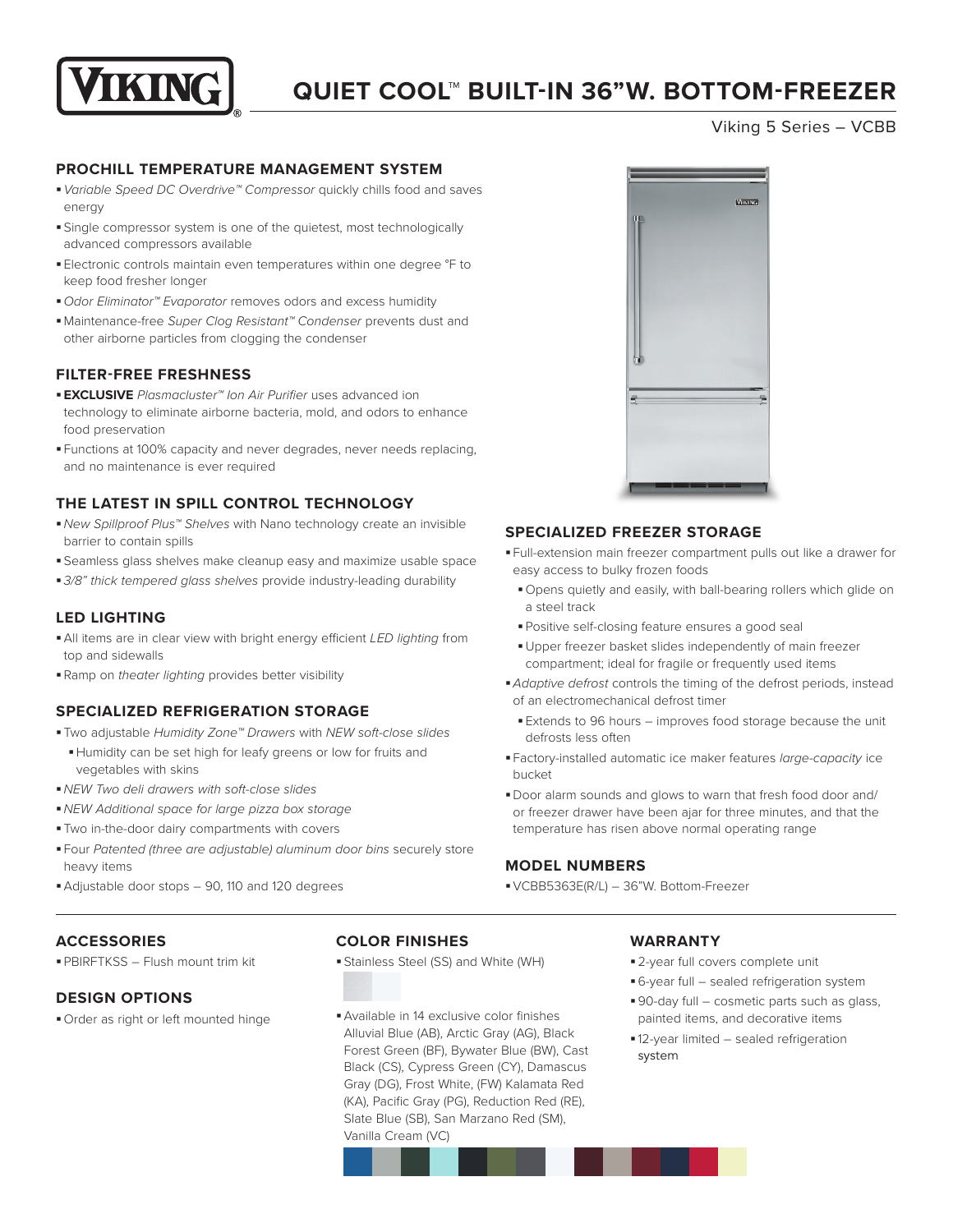# QUIET COOL™ BUILT-IN 36"W. BOTTOM-FREEZER

Viking 5 Series – VCBB

## PROCHILL TEMPERATURE MANAGEMENT SYSTEM

- *Variable Speed DC Overdrive™ Compressor* quickly chills food and saves energy
- Single compressor system is one of the quietest, most technologically advanced compressors available
- Electronic controls maintain even temperatures within one degree °F to keep food fresher longer
- *Odor Eliminator™ Evaporator* removes odors and excess humidity
- Maintenance-free *Super Clog Resistant™ Condenser* prevents dust and other airborne particles from clogging the condenser

## FILTER-FREE FRESHNESS

- **EXCLUSIVE** *Plasmacluster™ Ion Air Purifier* uses advanced ion technology to eliminate airborne bacteria, mold, and odors to enhance food preservation
- Functions at 100% capacity and never degrades, never needs replacing, and no maintenance is ever required

## THE LATEST IN SPILL CONTROL TECHNOLOGY

- *New Spillproof Plus™ Shelves* with Nano technology create an invisible barrier to contain spills
- Seamless glass shelves make cleanup easy and maximize usable space
- *3/8" thick tempered glass shelves* provide industry-leading durability

## LED LIGHTING

- All items are in clear view with bright energy efficient *LED lighting* from top and sidewalls
- Ramp on *theater lighting* provides better visibility

## SPECIALIZED REFRIGERATION STORAGE

- Two adjustable *Humidity Zone™ Drawers* with *NEW soft-close slides*
  - Humidity can be set high for leafy greens or low for fruits and vegetables with skins
- *NEW Two deli drawers with soft-close slides*
- *NEW Additional space for large pizza box storage*
- Two in-the-door dairy compartments with covers
- Four *Patented (three are adjustable) aluminum door bins* securely store heavy items
- Adjustable door stops – 90, 110 and 120 degrees

## SPECIALIZED FREEZER STORAGE

- Full-extension main freezer compartment pulls out like a drawer for easy access to bulky frozen foods
  - Opens quietly and easily, with ball-bearing rollers which glide on a steel track
  - Positive self-closing feature ensures a good seal
  - Upper freezer basket slides independently of main freezer compartment; ideal for fragile or frequently used items
- *Adaptive defrost* controls the timing of the defrost periods, instead of an electromechanical defrost timer
  - Extends to 96 hours – improves food storage because the unit defrosts less often
- Factory-installed automatic ice maker features *large-capacity* ice bucket
- Door alarm sounds and glows to warn that fresh food door and/ or freezer drawer have been ajar for three minutes, and that the temperature has risen above normal operating range

## MODEL NUMBERS

- VCBB5363E(R/L) – 36"W. Bottom-Freezer

## ACCESSORIES

- PBIRFTKSS – Flush mount trim kit

## DESIGN OPTIONS

- Order as right or left mounted hinge

## COLOR FINISHES

- Stainless Steel (SS) and White (WH)
- Available in 14 exclusive color finishes Alluvial Blue (AB), Arctic Gray (AG), Black Forest Green (BF), Bywater Blue (BW), Cast Black (CS), Cypress Green (CY), Damascus Gray (DG), Frost White, (FW) Kalamata Red (KA), Pacific Gray (PG), Reduction Red (RE), Slate Blue (SB), San Marzano Red (SM), Vanilla Cream (VC)

## WARRANTY

- 2-year full covers complete unit
- 6-year full – sealed refrigeration system
- 90-day full – cosmetic parts such as glass, painted items, and decorative items
- 12-year limited – sealed refrigeration system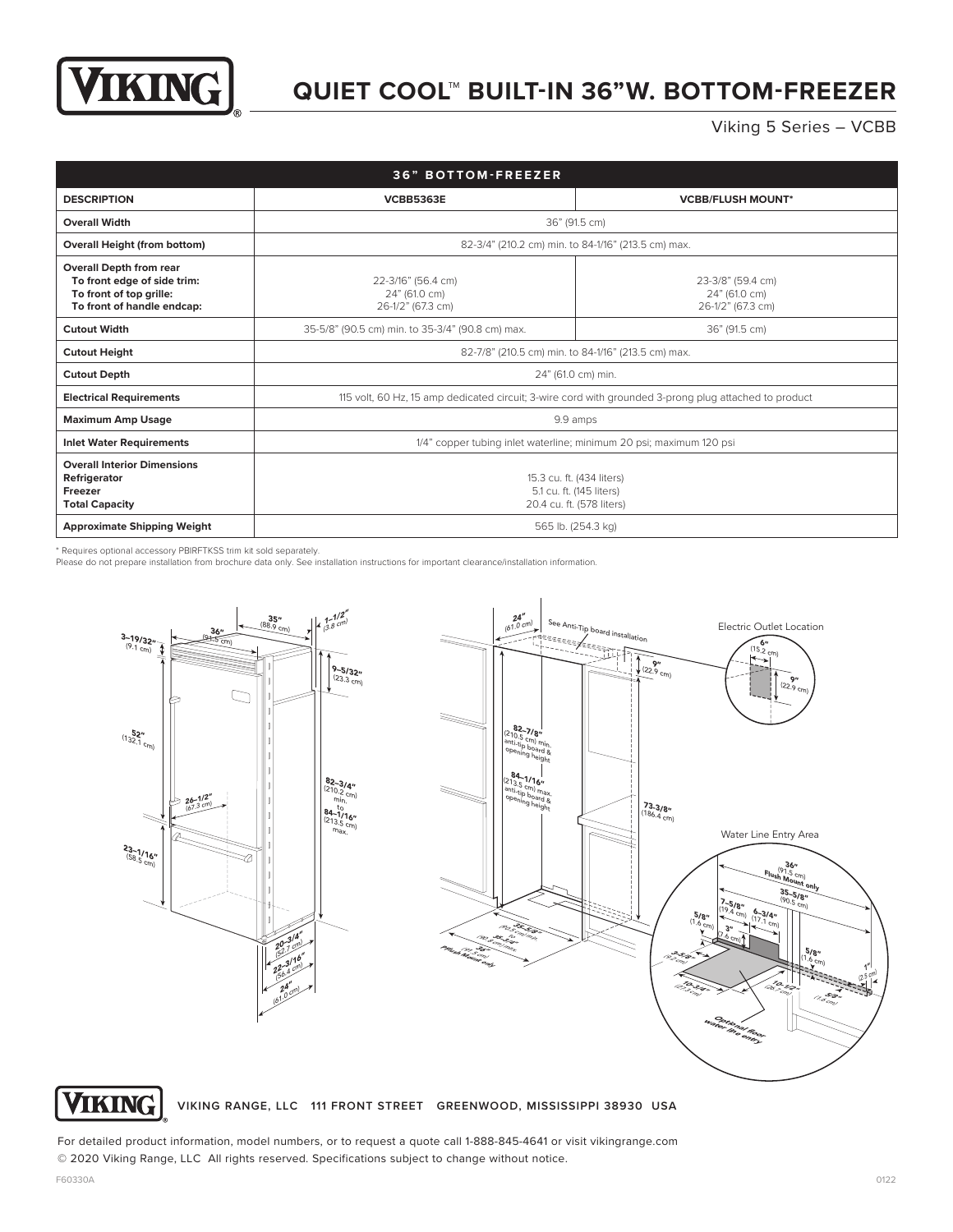# QUIET COOL™ BUILT-IN 36"W. BOTTOM-FREEZER

Viking 5 Series – VCBB

| 36" BOTTOM-FREEZER | | |
|---|---|---|
| **DESCRIPTION** | **VCBB5363E** | **VCBB/FLUSH MOUNT*** |
| **Overall Width** | 36" (91.5 cm) | |
| **Overall Height (from bottom)** | 82-3/4" (210.2 cm) min. to 84-1/16" (213.5 cm) max. | |
| **Overall Depth from rear** **To front edge of side trim:** **To front of top grille:** **To front of handle endcap:** | 22-3/16" (56.4 cm) 24" (61.0 cm) 26-1/2" (67.3 cm) | 23-3/8" (59.4 cm) 24" (61.0 cm) 26-1/2" (67.3 cm) |
| **Cutout Width** | 35-5/8" (90.5 cm) min. to 35-3/4" (90.8 cm) max. | 36" (91.5 cm) |
| **Cutout Height** | 82-7/8" (210.5 cm) min. to 84-1/16" (213.5 cm) max. | |
| **Cutout Depth** | 24" (61.0 cm) min. | |
| **Electrical Requirements** | 115 volt, 60 Hz, 15 amp dedicated circuit; 3-wire cord with grounded 3-prong plug attached to product | |
| **Maximum Amp Usage** | 9.9 amps | |
| **Inlet Water Requirements** | 1/4" copper tubing inlet waterline; minimum 20 psi; maximum 120 psi | |
| **Overall Interior Dimensions** **Refrigerator** **Freezer** **Total Capacity** | 15.3 cu. ft. (434 liters) 5.1 cu. ft. (145 liters) 20.4 cu. ft. (578 liters) | |
| **Approximate Shipping Weight** | 565 lb. (254.3 kg) | |

\* Requires optional accessory PBIRFTKSS trim kit sold separately.
Please do not prepare installation from brochure data only. See installation instructions for important clearance/installation information.

VIKING RANGE, LLC 111 FRONT STREET GREENWOOD, MISSISSIPPI 38930 USA

For detailed product information, model numbers, or to request a quote call 1-888-845-4641 or visit vikingrange.com
© 2020 Viking Range, LLC All rights reserved. Specifications subject to change without notice.

F60330A

0122